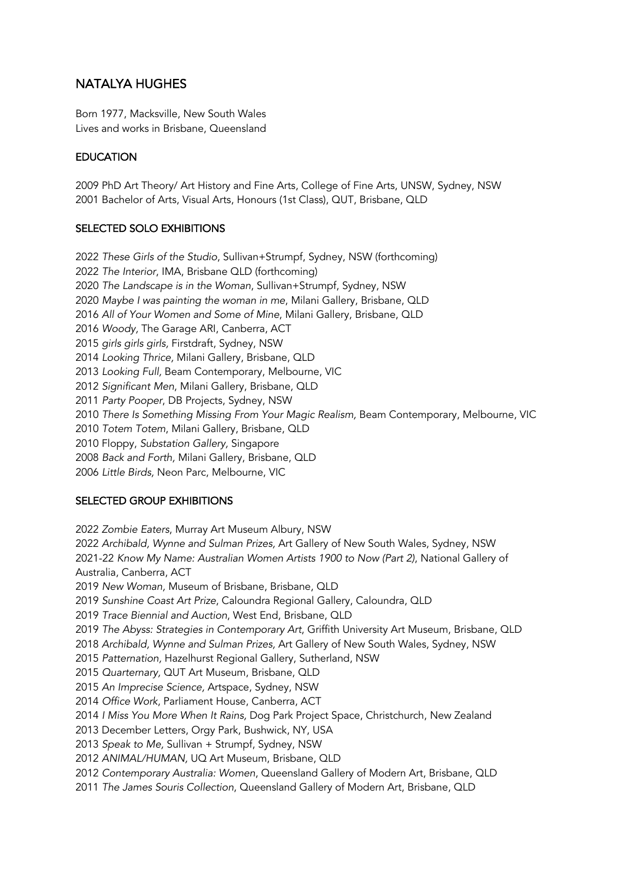# NATALYA HUGHES

Born 1977, Macksville, New South Wales
Lives and works in Brisbane, Queensland

## EDUCATION

2009 PhD Art Theory/ Art History and Fine Arts, College of Fine Arts, UNSW, Sydney, NSW
2001 Bachelor of Arts, Visual Arts, Honours (1st Class), QUT, Brisbane, QLD

## SELECTED SOLO EXHIBITIONS

2022 *These Girls of the Studio*, Sullivan+Strumpf, Sydney, NSW (forthcoming)
2022 *The Interior*, IMA, Brisbane QLD (forthcoming)
2020 *The Landscape is in the Woman*, Sullivan+Strumpf, Sydney, NSW
2020 *Maybe I was painting the woman in me*, Milani Gallery, Brisbane, QLD
2016 *All of Your Women and Some of Mine*, Milani Gallery, Brisbane, QLD
2016 *Woody,* The Garage ARI, Canberra, ACT
2015 *girls girls girls,* Firstdraft, Sydney, NSW
2014 *Looking Thrice,* Milani Gallery, Brisbane, QLD
2013 *Looking Full,* Beam Contemporary, Melbourne, VIC
2012 *Significant Men*, Milani Gallery, Brisbane, QLD
2011 *Party Pooper*, DB Projects, Sydney, NSW
2010 *There Is Something Missing From Your Magic Realism,* Beam Contemporary, Melbourne, VIC
2010 *Totem Totem*, Milani Gallery, Brisbane, QLD
2010 Floppy, *Substation Gallery,* Singapore
2008 *Back and Forth,* Milani Gallery, Brisbane, QLD
2006 *Little Birds,* Neon Parc, Melbourne, VIC

## SELECTED GROUP EXHIBITIONS

2022 *Zombie Eaters*, Murray Art Museum Albury, NSW
2022 *Archibald, Wynne and Sulman Prizes,* Art Gallery of New South Wales, Sydney, NSW
2021-22 *Know My Name: Australian Women Artists 1900 to Now (Part 2)*, National Gallery of Australia, Canberra, ACT
2019 *New Woman,* Museum of Brisbane, Brisbane, QLD
2019 *Sunshine Coast Art Prize*, Caloundra Regional Gallery, Caloundra, QLD
2019 *Trace Biennial and Auction*, West End, Brisbane, QLD
2019 *The Abyss: Strategies in Contemporary Art*, Griffith University Art Museum, Brisbane, QLD
2018 *Archibald, Wynne and Sulman Prizes,* Art Gallery of New South Wales, Sydney, NSW
2015 *Patternation,* Hazelhurst Regional Gallery, Sutherland, NSW
2015 *Quarternary,* QUT Art Museum, Brisbane, QLD
2015 *An Imprecise Science,* Artspace, Sydney, NSW
2014 *Office Work*, Parliament House, Canberra, ACT
2014 *I Miss You More When It Rains,* Dog Park Project Space, Christchurch, New Zealand
2013 December Letters, Orgy Park, Bushwick, NY, USA
2013 *Speak to Me,* Sullivan + Strumpf, Sydney, NSW
2012 *ANIMAL/HUMAN,* UQ Art Museum, Brisbane, QLD
2012 *Contemporary Australia: Women*, Queensland Gallery of Modern Art, Brisbane, QLD
2011 *The James Souris Collection*, Queensland Gallery of Modern Art, Brisbane, QLD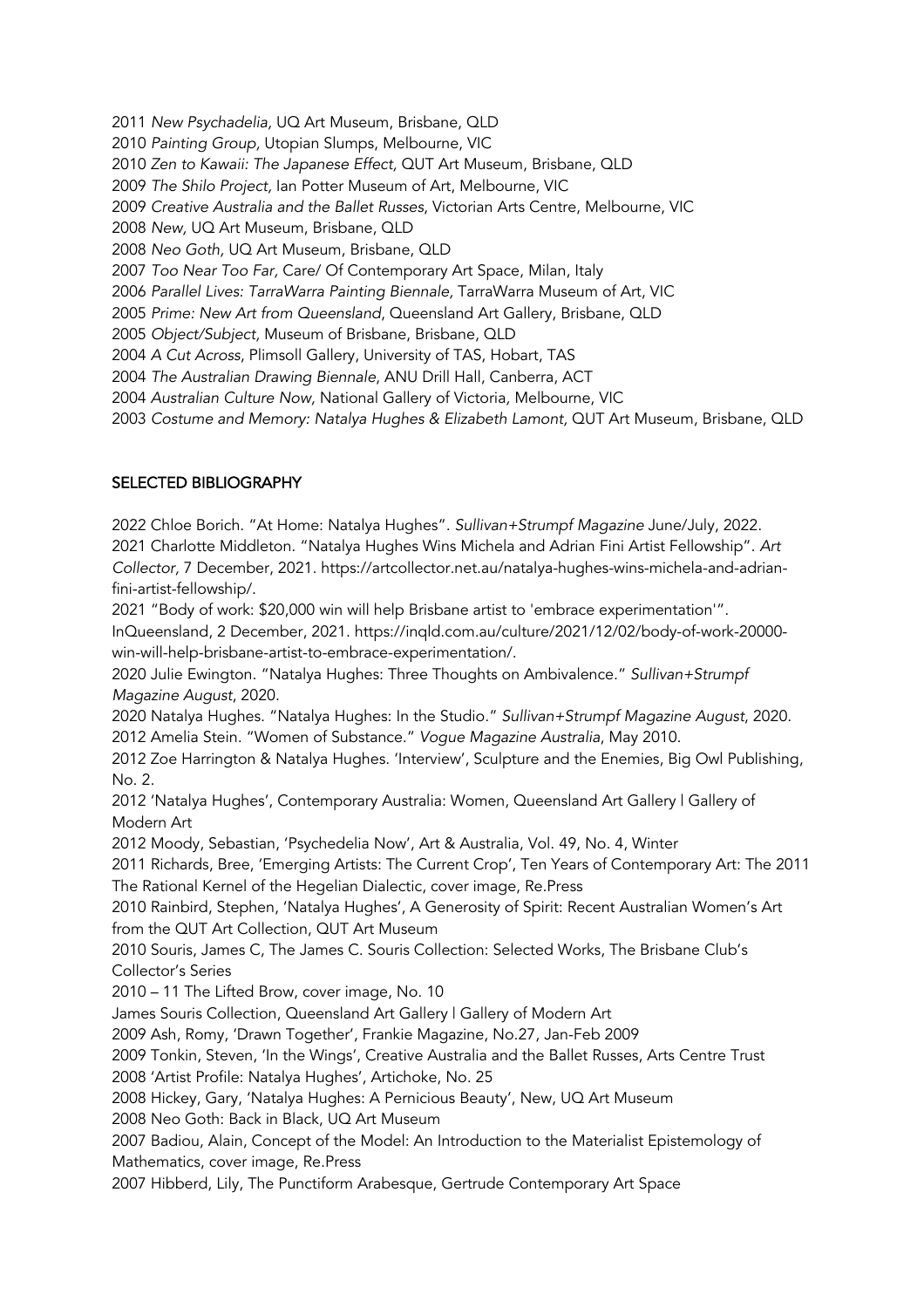2011 *New Psychadelia,* UQ Art Museum, Brisbane, QLD
2010 *Painting Group,* Utopian Slumps, Melbourne, VIC
2010 *Zen to Kawaii: The Japanese Effect,* QUT Art Museum, Brisbane, QLD
2009 *The Shilo Project,* Ian Potter Museum of Art, Melbourne, VIC
2009 *Creative Australia and the Ballet Russes*, Victorian Arts Centre, Melbourne, VIC
2008 *New,* UQ Art Museum, Brisbane, QLD
2008 *Neo Goth,* UQ Art Museum, Brisbane, QLD
2007 *Too Near Too Far,* Care/ Of Contemporary Art Space, Milan, Italy
2006 *Parallel Lives: TarraWarra Painting Biennale,* TarraWarra Museum of Art, VIC
2005 *Prime: New Art from Queensland*, Queensland Art Gallery, Brisbane, QLD
2005 *Object/Subject,* Museum of Brisbane, Brisbane, QLD
2004 *A Cut Across*, Plimsoll Gallery, University of TAS, Hobart, TAS
2004 *The Australian Drawing Biennale*, ANU Drill Hall, Canberra, ACT
2004 *Australian Culture Now,* National Gallery of Victoria, Melbourne, VIC
2003 *Costume and Memory: Natalya Hughes & Elizabeth Lamont,* QUT Art Museum, Brisbane, QLD

## SELECTED BIBLIOGRAPHY

2022 Chloe Borich. "At Home: Natalya Hughes". *Sullivan+Strumpf Magazine* June/July, 2022.
2021 Charlotte Middleton. "Natalya Hughes Wins Michela and Adrian Fini Artist Fellowship". *Art Collector,* 7 December, 2021. https://artcollector.net.au/natalya-hughes-wins-michela-and-adrian-fini-artist-fellowship/.
2021 "Body of work: $20,000 win will help Brisbane artist to 'embrace experimentation'". InQueensland, 2 December, 2021. https://inqld.com.au/culture/2021/12/02/body-of-work-20000-win-will-help-brisbane-artist-to-embrace-experimentation/.
2020 Julie Ewington. "Natalya Hughes: Three Thoughts on Ambivalence." *Sullivan+Strumpf Magazine August*, 2020.
2020 Natalya Hughes. "Natalya Hughes: In the Studio." *Sullivan+Strumpf Magazine August*, 2020.
2012 Amelia Stein. "Women of Substance." *Vogue Magazine Australia*, May 2010.
2012 Zoe Harrington & Natalya Hughes. 'Interview', Sculpture and the Enemies, Big Owl Publishing, No. 2.
2012 'Natalya Hughes', Contemporary Australia: Women, Queensland Art Gallery | Gallery of Modern Art
2012 Moody, Sebastian, 'Psychedelia Now', Art & Australia, Vol. 49, No. 4, Winter
2011 Richards, Bree, 'Emerging Artists: The Current Crop', Ten Years of Contemporary Art: The 2011 The Rational Kernel of the Hegelian Dialectic, cover image, Re.Press
2010 Rainbird, Stephen, 'Natalya Hughes', A Generosity of Spirit: Recent Australian Women's Art from the QUT Art Collection, QUT Art Museum
2010 Souris, James C, The James C. Souris Collection: Selected Works, The Brisbane Club's Collector's Series
2010 – 11 The Lifted Brow, cover image, No. 10
James Souris Collection, Queensland Art Gallery | Gallery of Modern Art
2009 Ash, Romy, 'Drawn Together', Frankie Magazine, No.27, Jan-Feb 2009
2009 Tonkin, Steven, 'In the Wings', Creative Australia and the Ballet Russes, Arts Centre Trust
2008 'Artist Profile: Natalya Hughes', Artichoke, No. 25
2008 Hickey, Gary, 'Natalya Hughes: A Pernicious Beauty', New, UQ Art Museum
2008 Neo Goth: Back in Black, UQ Art Museum
2007 Badiou, Alain, Concept of the Model: An Introduction to the Materialist Epistemology of Mathematics, cover image, Re.Press
2007 Hibberd, Lily, The Punctiform Arabesque, Gertrude Contemporary Art Space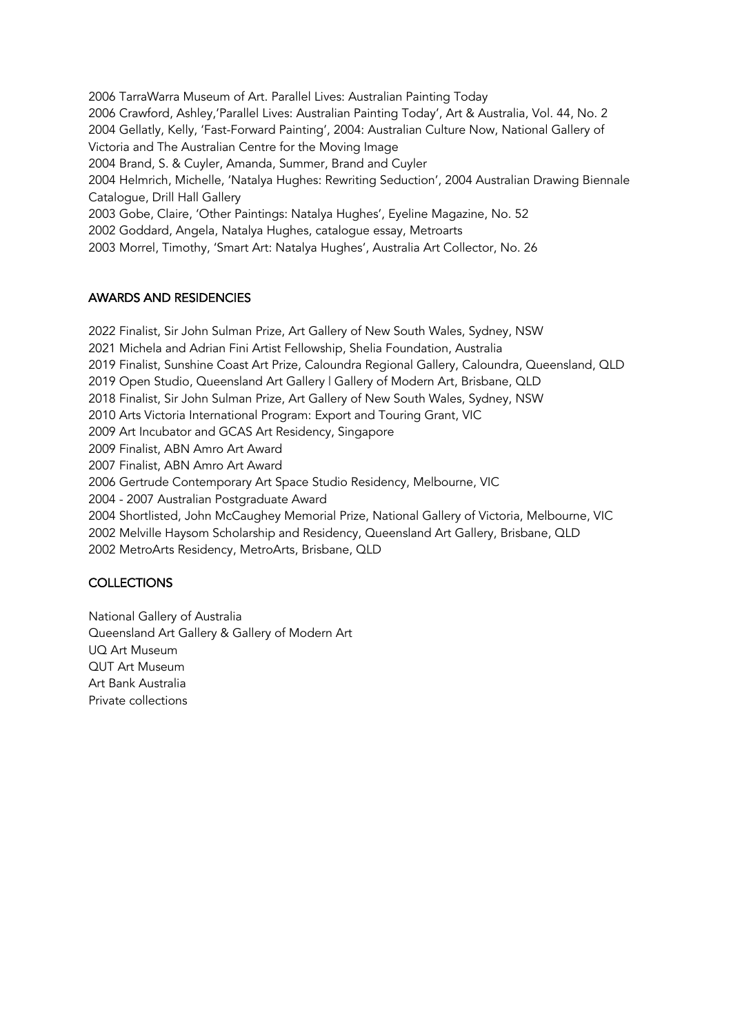2006 TarraWarra Museum of Art. Parallel Lives: Australian Painting Today
2006 Crawford, Ashley,'Parallel Lives: Australian Painting Today', Art & Australia, Vol. 44, No. 2
2004 Gellatly, Kelly, 'Fast-Forward Painting', 2004: Australian Culture Now, National Gallery of Victoria and The Australian Centre for the Moving Image
2004 Brand, S. & Cuyler, Amanda, Summer, Brand and Cuyler
2004 Helmrich, Michelle, 'Natalya Hughes: Rewriting Seduction', 2004 Australian Drawing Biennale Catalogue, Drill Hall Gallery
2003 Gobe, Claire, 'Other Paintings: Natalya Hughes', Eyeline Magazine, No. 52
2002 Goddard, Angela, Natalya Hughes, catalogue essay, Metroarts
2003 Morrel, Timothy, 'Smart Art: Natalya Hughes', Australia Art Collector, No. 26

## AWARDS AND RESIDENCIES

2022 Finalist, Sir John Sulman Prize, Art Gallery of New South Wales, Sydney, NSW
2021 Michela and Adrian Fini Artist Fellowship, Shelia Foundation, Australia
2019 Finalist, Sunshine Coast Art Prize, Caloundra Regional Gallery, Caloundra, Queensland, QLD
2019 Open Studio, Queensland Art Gallery | Gallery of Modern Art, Brisbane, QLD
2018 Finalist, Sir John Sulman Prize, Art Gallery of New South Wales, Sydney, NSW
2010 Arts Victoria International Program: Export and Touring Grant, VIC
2009 Art Incubator and GCAS Art Residency, Singapore
2009 Finalist, ABN Amro Art Award
2007 Finalist, ABN Amro Art Award
2006 Gertrude Contemporary Art Space Studio Residency, Melbourne, VIC
2004 - 2007 Australian Postgraduate Award
2004 Shortlisted, John McCaughey Memorial Prize, National Gallery of Victoria, Melbourne, VIC
2002 Melville Haysom Scholarship and Residency, Queensland Art Gallery, Brisbane, QLD
2002 MetroArts Residency, MetroArts, Brisbane, QLD

## COLLECTIONS

National Gallery of Australia
Queensland Art Gallery & Gallery of Modern Art
UQ Art Museum
QUT Art Museum
Art Bank Australia
Private collections